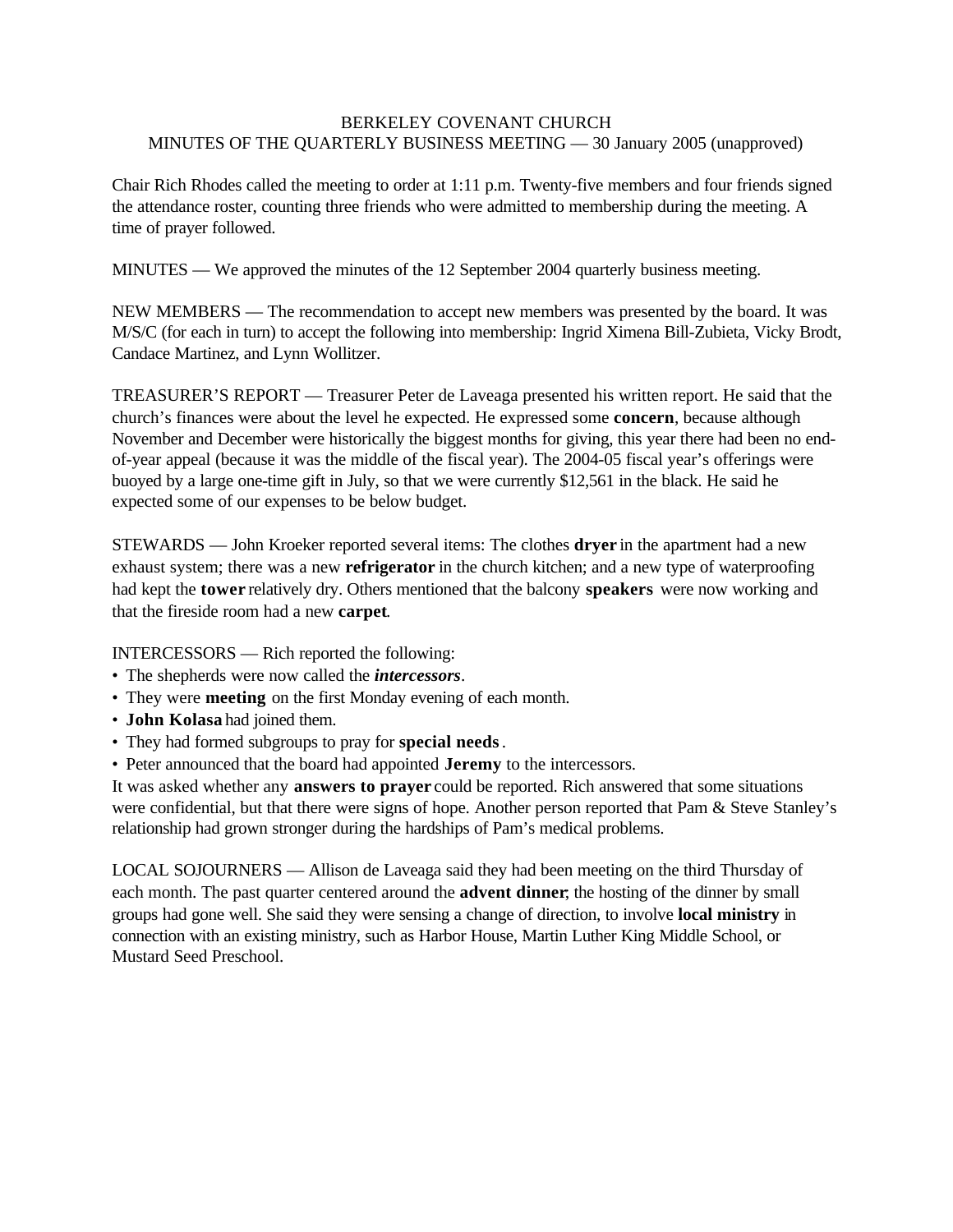# BERKELEY COVENANT CHURCH
## MINUTES OF THE QUARTERLY BUSINESS MEETING — 30 January 2005 (unapproved)

Chair Rich Rhodes called the meeting to order at 1:11 p.m. Twenty-five members and four friends signed the attendance roster, counting three friends who were admitted to membership during the meeting. A time of prayer followed.

MINUTES — We approved the minutes of the 12 September 2004 quarterly business meeting.

NEW MEMBERS — The recommendation to accept new members was presented by the board. It was M/S/C (for each in turn) to accept the following into membership: Ingrid Ximena Bill-Zubieta, Vicky Brodt, Candace Martinez, and Lynn Wollitzer.

TREASURER'S REPORT — Treasurer Peter de Laveaga presented his written report. He said that the church's finances were about the level he expected. He expressed some **concern**, because although November and December were historically the biggest months for giving, this year there had been no end-of-year appeal (because it was the middle of the fiscal year). The 2004-05 fiscal year's offerings were buoyed by a large one-time gift in July, so that we were currently $12,561 in the black. He said he expected some of our expenses to be below budget.

STEWARDS — John Kroeker reported several items: The clothes **dryer** in the apartment had a new exhaust system; there was a new **refrigerator** in the church kitchen; and a new type of waterproofing had kept the **tower** relatively dry. Others mentioned that the balcony **speakers** were now working and that the fireside room had a new **carpet**.

INTERCESSORS — Rich reported the following:

- The shepherds were now called the ***intercessors***.
- They were **meeting** on the first Monday evening of each month.
- **John Kolasa** had joined them.
- They had formed subgroups to pray for **special needs**.
- Peter announced that the board had appointed **Jeremy** to the intercessors.

It was asked whether any **answers to prayer** could be reported. Rich answered that some situations were confidential, but that there were signs of hope. Another person reported that Pam & Steve Stanley's relationship had grown stronger during the hardships of Pam's medical problems.

LOCAL SOJOURNERS — Allison de Laveaga said they had been meeting on the third Thursday of each month. The past quarter centered around the **advent dinner**; the hosting of the dinner by small groups had gone well. She said they were sensing a change of direction, to involve **local ministry** in connection with an existing ministry, such as Harbor House, Martin Luther King Middle School, or Mustard Seed Preschool.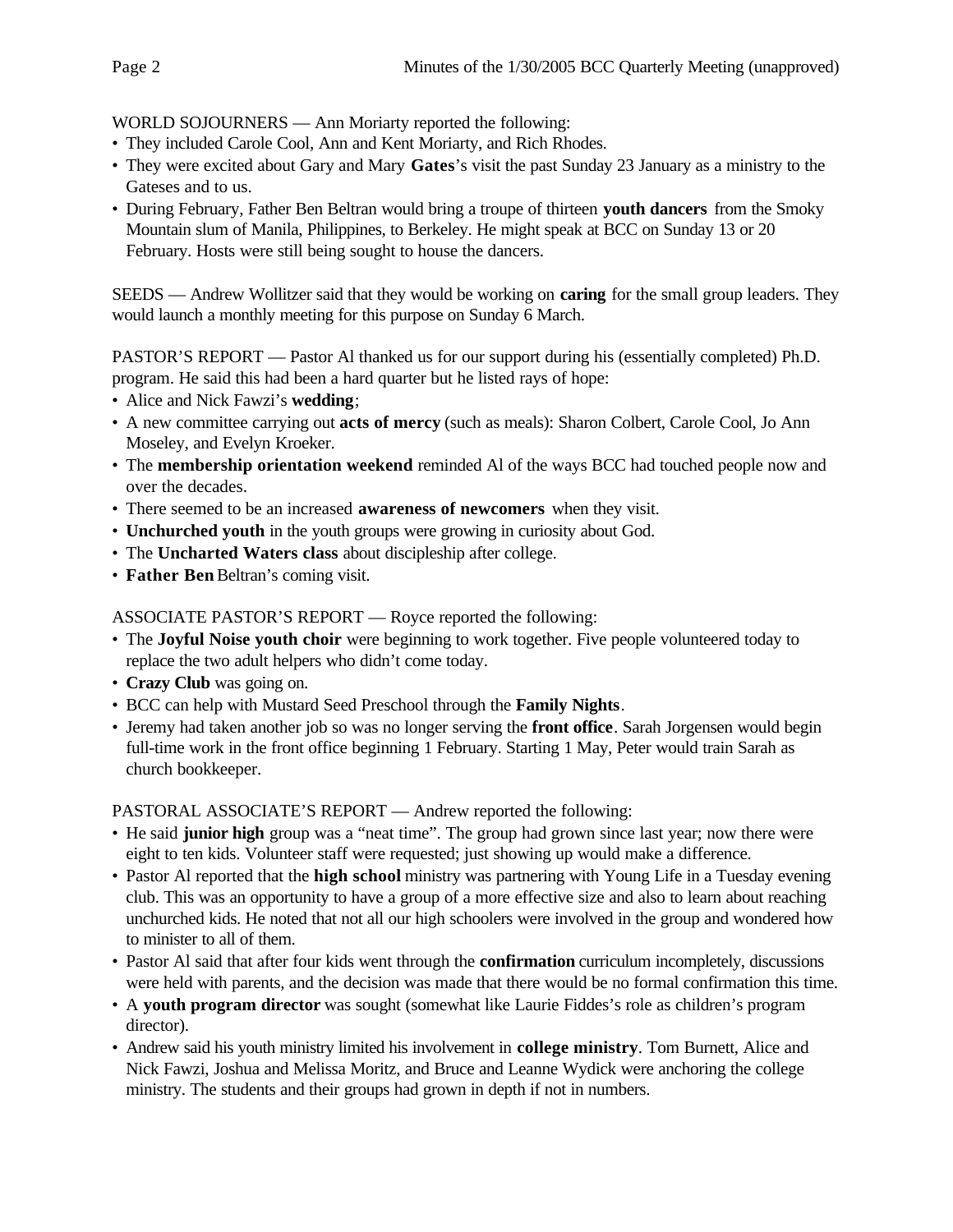WORLD SOJOURNERS — Ann Moriarty reported the following:

- They included Carole Cool, Ann and Kent Moriarty, and Rich Rhodes.
- They were excited about Gary and Mary **Gates**'s visit the past Sunday 23 January as a ministry to the Gateses and to us.
- During February, Father Ben Beltran would bring a troupe of thirteen **youth dancers** from the Smoky Mountain slum of Manila, Philippines, to Berkeley. He might speak at BCC on Sunday 13 or 20 February. Hosts were still being sought to house the dancers.

SEEDS — Andrew Wollitzer said that they would be working on **caring** for the small group leaders. They would launch a monthly meeting for this purpose on Sunday 6 March.

PASTOR'S REPORT — Pastor Al thanked us for our support during his (essentially completed) Ph.D. program. He said this had been a hard quarter but he listed rays of hope:

- Alice and Nick Fawzi's **wedding**;
- A new committee carrying out **acts of mercy** (such as meals): Sharon Colbert, Carole Cool, Jo Ann Moseley, and Evelyn Kroeker.
- The **membership orientation weekend** reminded Al of the ways BCC had touched people now and over the decades.
- There seemed to be an increased **awareness of newcomers** when they visit.
- **Unchurched youth** in the youth groups were growing in curiosity about God.
- The **Uncharted Waters class** about discipleship after college.
- **Father Ben** Beltran's coming visit.

ASSOCIATE PASTOR'S REPORT — Royce reported the following:

- The **Joyful Noise youth choir** were beginning to work together. Five people volunteered today to replace the two adult helpers who didn't come today.
- **Crazy Club** was going on.
- BCC can help with Mustard Seed Preschool through the **Family Nights**.
- Jeremy had taken another job so was no longer serving the **front office**. Sarah Jorgensen would begin full-time work in the front office beginning 1 February. Starting 1 May, Peter would train Sarah as church bookkeeper.

PASTORAL ASSOCIATE'S REPORT — Andrew reported the following:

- He said **junior high** group was a "neat time". The group had grown since last year; now there were eight to ten kids. Volunteer staff were requested; just showing up would make a difference.
- Pastor Al reported that the **high school** ministry was partnering with Young Life in a Tuesday evening club. This was an opportunity to have a group of a more effective size and also to learn about reaching unchurched kids. He noted that not all our high schoolers were involved in the group and wondered how to minister to all of them.
- Pastor Al said that after four kids went through the **confirmation** curriculum incompletely, discussions were held with parents, and the decision was made that there would be no formal confirmation this time.
- A **youth program director** was sought (somewhat like Laurie Fiddes's role as children's program director).
- Andrew said his youth ministry limited his involvement in **college ministry**. Tom Burnett, Alice and Nick Fawzi, Joshua and Melissa Moritz, and Bruce and Leanne Wydick were anchoring the college ministry. The students and their groups had grown in depth if not in numbers.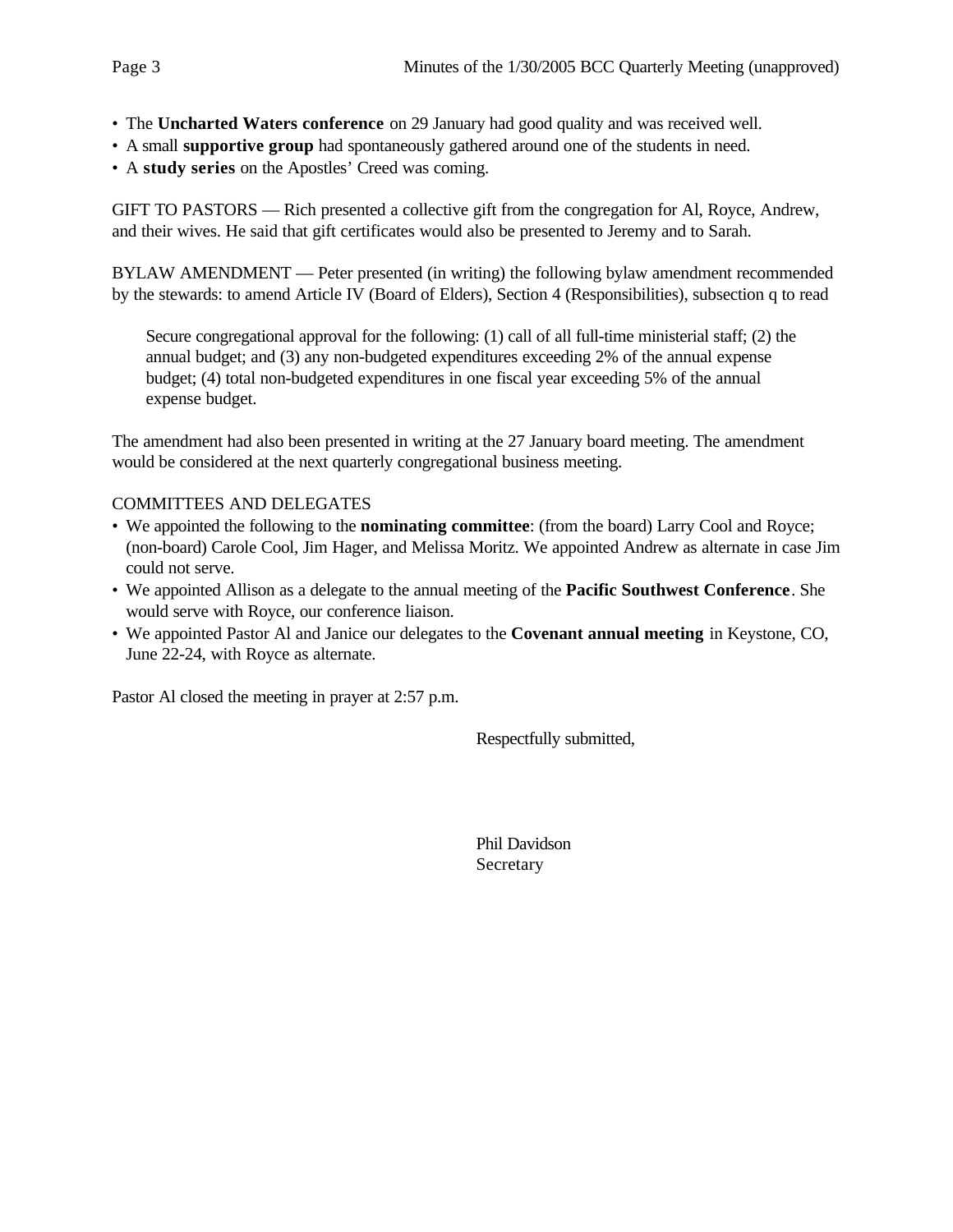- The **Uncharted Waters conference** on 29 January had good quality and was received well.
- A small **supportive group** had spontaneously gathered around one of the students in need.
- A **study series** on the Apostles' Creed was coming.

GIFT TO PASTORS — Rich presented a collective gift from the congregation for Al, Royce, Andrew, and their wives. He said that gift certificates would also be presented to Jeremy and to Sarah.

BYLAW AMENDMENT — Peter presented (in writing) the following bylaw amendment recommended by the stewards: to amend Article IV (Board of Elders), Section 4 (Responsibilities), subsection q to read

> Secure congregational approval for the following: (1) call of all full-time ministerial staff; (2) the annual budget; and (3) any non-budgeted expenditures exceeding 2% of the annual expense budget; (4) total non-budgeted expenditures in one fiscal year exceeding 5% of the annual expense budget.

The amendment had also been presented in writing at the 27 January board meeting. The amendment would be considered at the next quarterly congregational business meeting.

COMMITTEES AND DELEGATES

- We appointed the following to the **nominating committee**: (from the board) Larry Cool and Royce; (non-board) Carole Cool, Jim Hager, and Melissa Moritz. We appointed Andrew as alternate in case Jim could not serve.
- We appointed Allison as a delegate to the annual meeting of the **Pacific Southwest Conference**. She would serve with Royce, our conference liaison.
- We appointed Pastor Al and Janice our delegates to the **Covenant annual meeting** in Keystone, CO, June 22-24, with Royce as alternate.

Pastor Al closed the meeting in prayer at 2:57 p.m.

Respectfully submitted,

Phil Davidson
Secretary